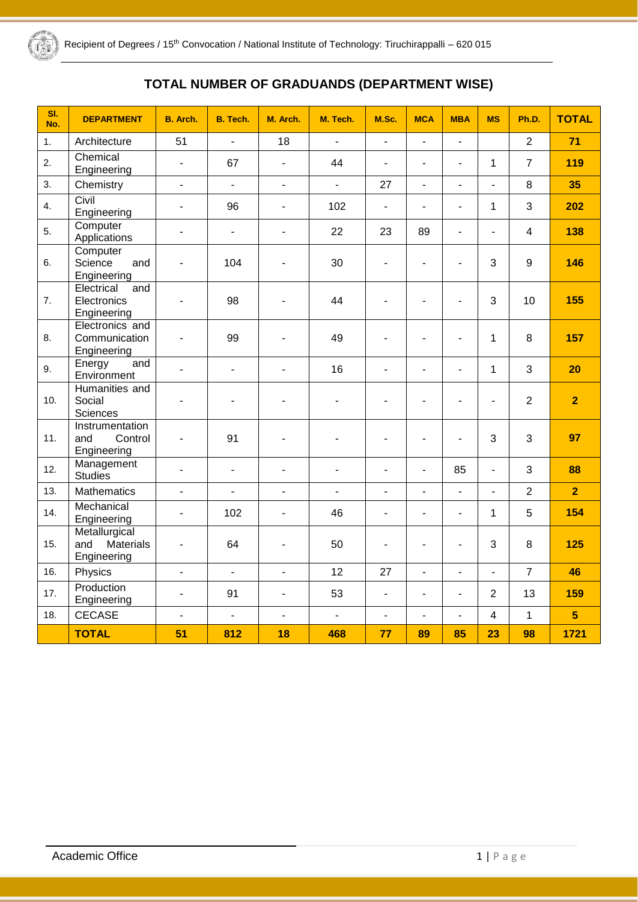## TOTAL NUMBER OF GRADUANDS (DEPARTMENT WISE)

| Sl. No. | DEPARTMENT | B. Arch. | B. Tech. | M. Arch. | M. Tech. | M.Sc. | MCA | MBA | MS | Ph.D. | TOTAL |
|---|---|---|---|---|---|---|---|---|---|---|---|
| 1. | Architecture | 51 | - | 18 | - | - | - | - | | 2 | **71** |
| 2. | Chemical Engineering | - | 67 | - | 44 | - | - | - | 1 | 7 | **119** |
| 3. | Chemistry | - | - | - | - | 27 | - | - | - | 8 | **35** |
| 4. | Civil Engineering | - | 96 | - | 102 | - | - | - | 1 | 3 | **202** |
| 5. | Computer Applications | - | - | - | 22 | 23 | 89 | - | - | 4 | **138** |
| 6. | Computer Science and Engineering | - | 104 | - | 30 | - | - | - | 3 | 9 | **146** |
| 7. | Electrical and Electronics Engineering | - | 98 | - | 44 | - | - | - | 3 | 10 | **155** |
| 8. | Electronics and Communication Engineering | - | 99 | - | 49 | - | - | - | 1 | 8 | **157** |
| 9. | Energy and Environment | - | - | - | 16 | - | - | - | 1 | 3 | **20** |
| 10. | Humanities and Social Sciences | - | - | - | - | - | - | - | - | 2 | **2** |
| 11. | Instrumentation and Control Engineering | - | 91 | - | - | - | - | - | 3 | 3 | **97** |
| 12. | Management Studies | - | - | - | - | - | - | 85 | - | 3 | **88** |
| 13. | Mathematics | - | - | - | - | - | - | - | - | 2 | **2** |
| 14. | Mechanical Engineering | - | 102 | - | 46 | - | - | - | 1 | 5 | **154** |
| 15. | Metallurgical and Materials Engineering | - | 64 | - | 50 | - | - | - | 3 | 8 | **125** |
| 16. | Physics | - | - | - | 12 | 27 | - | - | - | 7 | **46** |
| 17. | Production Engineering | - | 91 | - | 53 | - | - | - | 2 | 13 | **159** |
| 18. | CECASE | - | - | - | - | - | - | - | 4 | 1 | **5** |
| | **TOTAL** | **51** | **812** | **18** | **468** | **77** | **89** | **85** | **23** | **98** | **1721** |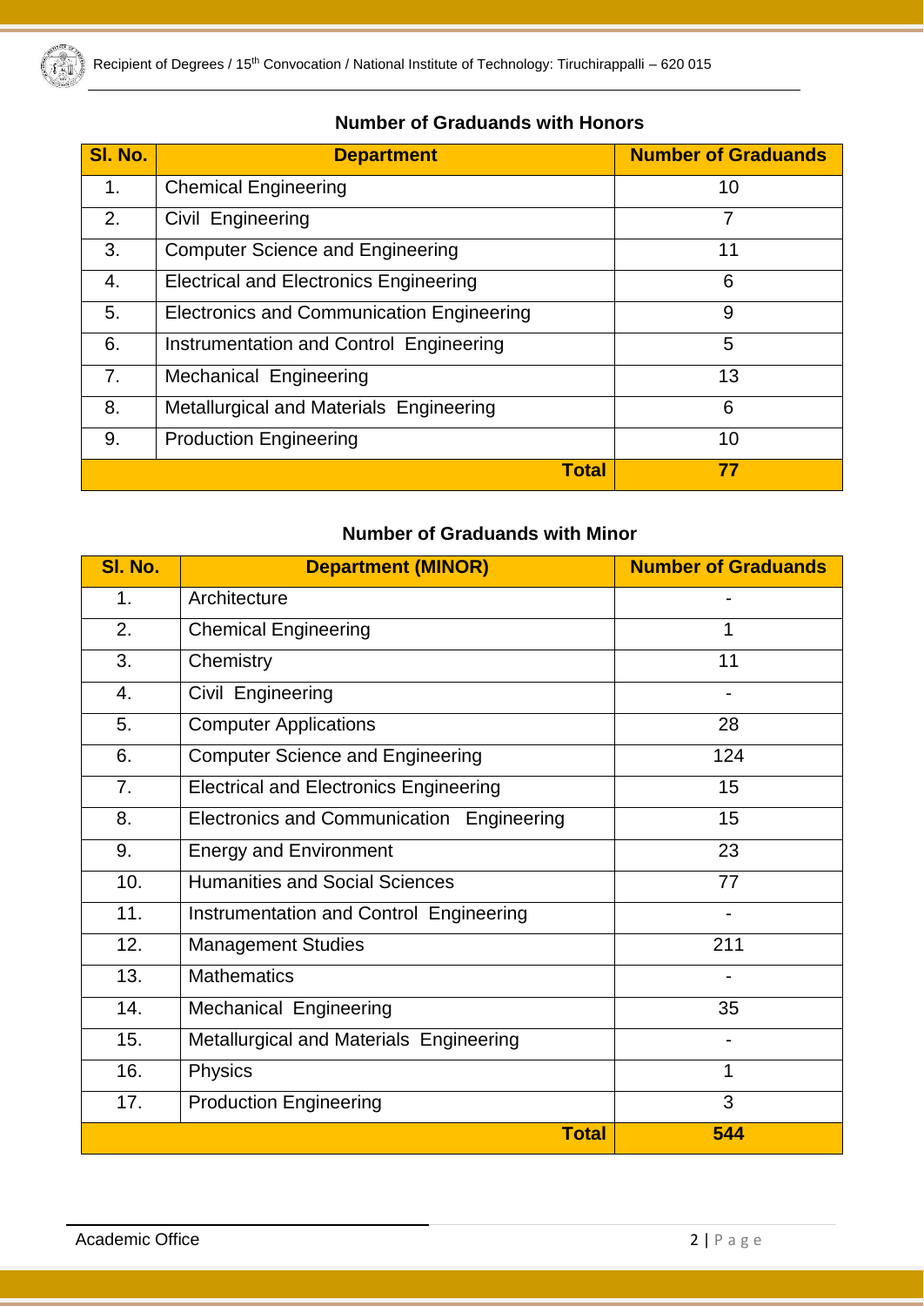## Number of Graduands with Honors

| Sl. No. | Department | Number of Graduands |
|---|---|---|
| 1. | Chemical Engineering | 10 |
| 2. | Civil Engineering | 7 |
| 3. | Computer Science and Engineering | 11 |
| 4. | Electrical and Electronics Engineering | 6 |
| 5. | Electronics and Communication Engineering | 9 |
| 6. | Instrumentation and Control Engineering | 5 |
| 7. | Mechanical Engineering | 13 |
| 8. | Metallurgical and Materials Engineering | 6 |
| 9. | Production Engineering | 10 |
| | **Total** | **77** |

## Number of Graduands with Minor

| Sl. No. | Department (MINOR) | Number of Graduands |
|---|---|---|
| 1. | Architecture | - |
| 2. | Chemical Engineering | 1 |
| 3. | Chemistry | 11 |
| 4. | Civil Engineering | - |
| 5. | Computer Applications | 28 |
| 6. | Computer Science and Engineering | 124 |
| 7. | Electrical and Electronics Engineering | 15 |
| 8. | Electronics and Communication Engineering | 15 |
| 9. | Energy and Environment | 23 |
| 10. | Humanities and Social Sciences | 77 |
| 11. | Instrumentation and Control Engineering | - |
| 12. | Management Studies | 211 |
| 13. | Mathematics | - |
| 14. | Mechanical Engineering | 35 |
| 15. | Metallurgical and Materials Engineering | - |
| 16. | Physics | 1 |
| 17. | Production Engineering | 3 |
| | **Total** | **544** |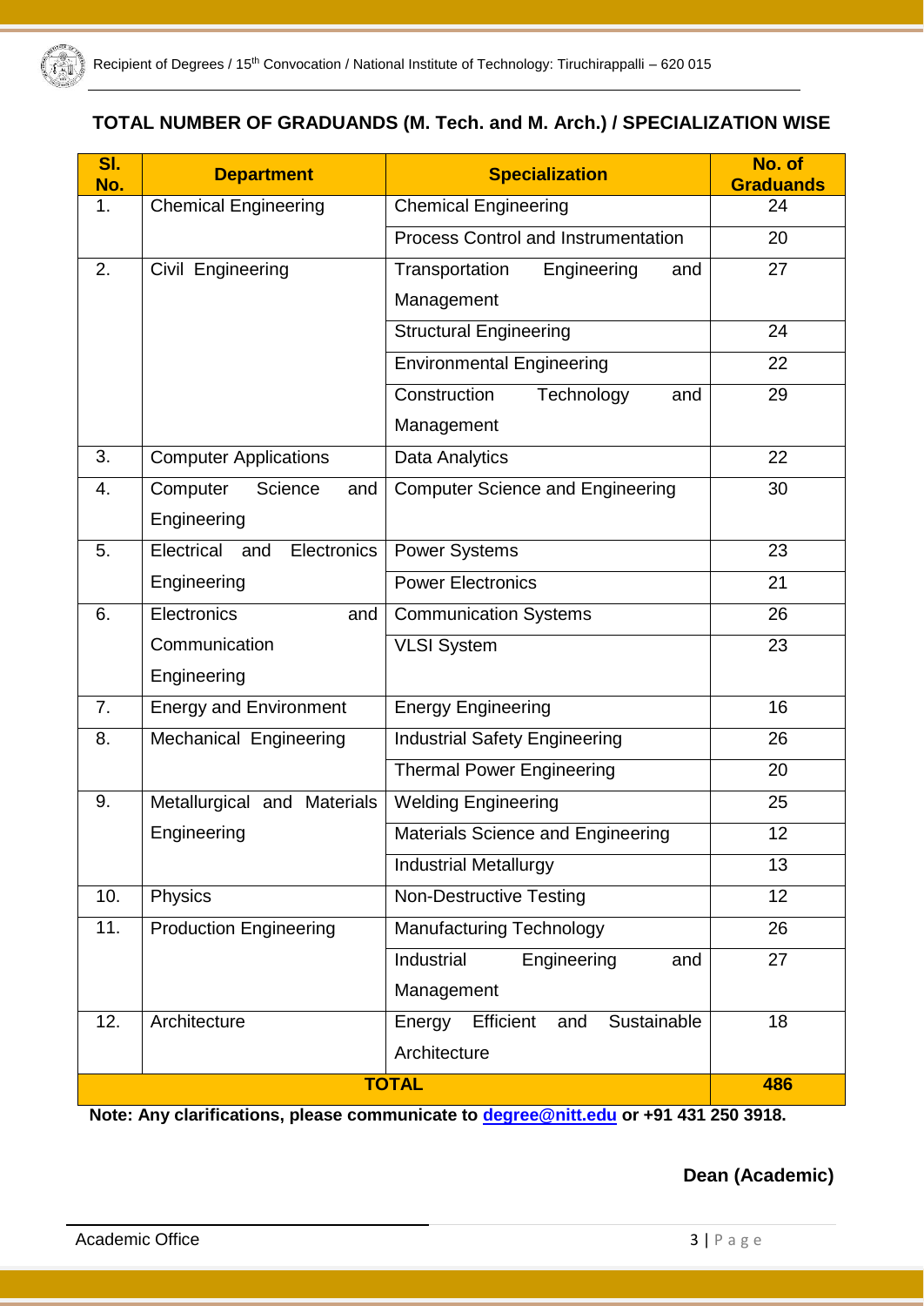## TOTAL NUMBER OF GRADUANDS (M. Tech. and M. Arch.) / SPECIALIZATION WISE

| Sl. No. | Department | Specialization | No. of Graduands |
|---|---|---|---|
| 1. | Chemical Engineering | Chemical Engineering | 24 |
| | | Process Control and Instrumentation | 20 |
| 2. | Civil Engineering | Transportation Engineering and Management | 27 |
| | | Structural Engineering | 24 |
| | | Environmental Engineering | 22 |
| | | Construction Technology and Management | 29 |
| 3. | Computer Applications | Data Analytics | 22 |
| 4. | Computer Science and Engineering | Computer Science and Engineering | 30 |
| 5. | Electrical and Electronics Engineering | Power Systems | 23 |
| | | Power Electronics | 21 |
| 6. | Electronics and Communication Engineering | Communication Systems | 26 |
| | | VLSI System | 23 |
| 7. | Energy and Environment | Energy Engineering | 16 |
| 8. | Mechanical Engineering | Industrial Safety Engineering | 26 |
| | | Thermal Power Engineering | 20 |
| 9. | Metallurgical and Materials Engineering | Welding Engineering | 25 |
| | | Materials Science and Engineering | 12 |
| | | Industrial Metallurgy | 13 |
| 10. | Physics | Non-Destructive Testing | 12 |
| 11. | Production Engineering | Manufacturing Technology | 26 |
| | | Industrial Engineering and Management | 27 |
| 12. | Architecture | Energy Efficient and Sustainable Architecture | 18 |
| **TOTAL** | | | **486** |

**Note: Any clarifications, please communicate to degree@nitt.edu or +91 431 250 3918.**

**Dean (Academic)**